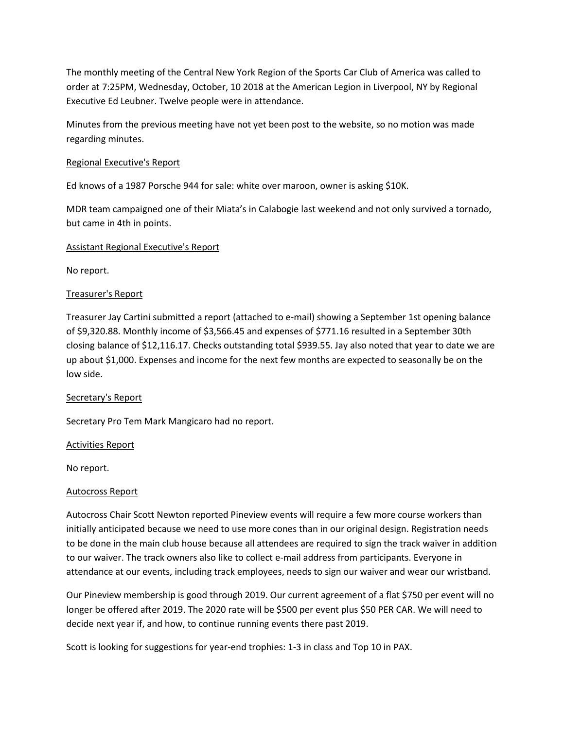The monthly meeting of the Central New York Region of the Sports Car Club of America was called to order at 7:25PM, Wednesday, October, 10 2018 at the American Legion in Liverpool, NY by Regional Executive Ed Leubner. Twelve people were in attendance.

Minutes from the previous meeting have not yet been post to the website, so no motion was made regarding minutes.

Regional Executive's Report

Ed knows of a 1987 Porsche 944 for sale: white over maroon, owner is asking $10K.

MDR team campaigned one of their Miata's in Calabogie last weekend and not only survived a tornado, but came in 4th in points.

Assistant Regional Executive's Report

No report.

Treasurer's Report

Treasurer Jay Cartini submitted a report (attached to e-mail) showing a September 1st opening balance of $9,320.88. Monthly income of $3,566.45 and expenses of $771.16 resulted in a September 30th closing balance of $12,116.17. Checks outstanding total $939.55. Jay also noted that year to date we are up about $1,000. Expenses and income for the next few months are expected to seasonally be on the low side.

Secretary's Report

Secretary Pro Tem Mark Mangicaro had no report.

Activities Report

No report.

Autocross Report

Autocross Chair Scott Newton reported Pineview events will require a few more course workers than initially anticipated because we need to use more cones than in our original design. Registration needs to be done in the main club house because all attendees are required to sign the track waiver in addition to our waiver. The track owners also like to collect e-mail address from participants. Everyone in attendance at our events, including track employees, needs to sign our waiver and wear our wristband.

Our Pineview membership is good through 2019. Our current agreement of a flat $750 per event will no longer be offered after 2019. The 2020 rate will be $500 per event plus $50 PER CAR. We will need to decide next year if, and how, to continue running events there past 2019.

Scott is looking for suggestions for year-end trophies: 1-3 in class and Top 10 in PAX.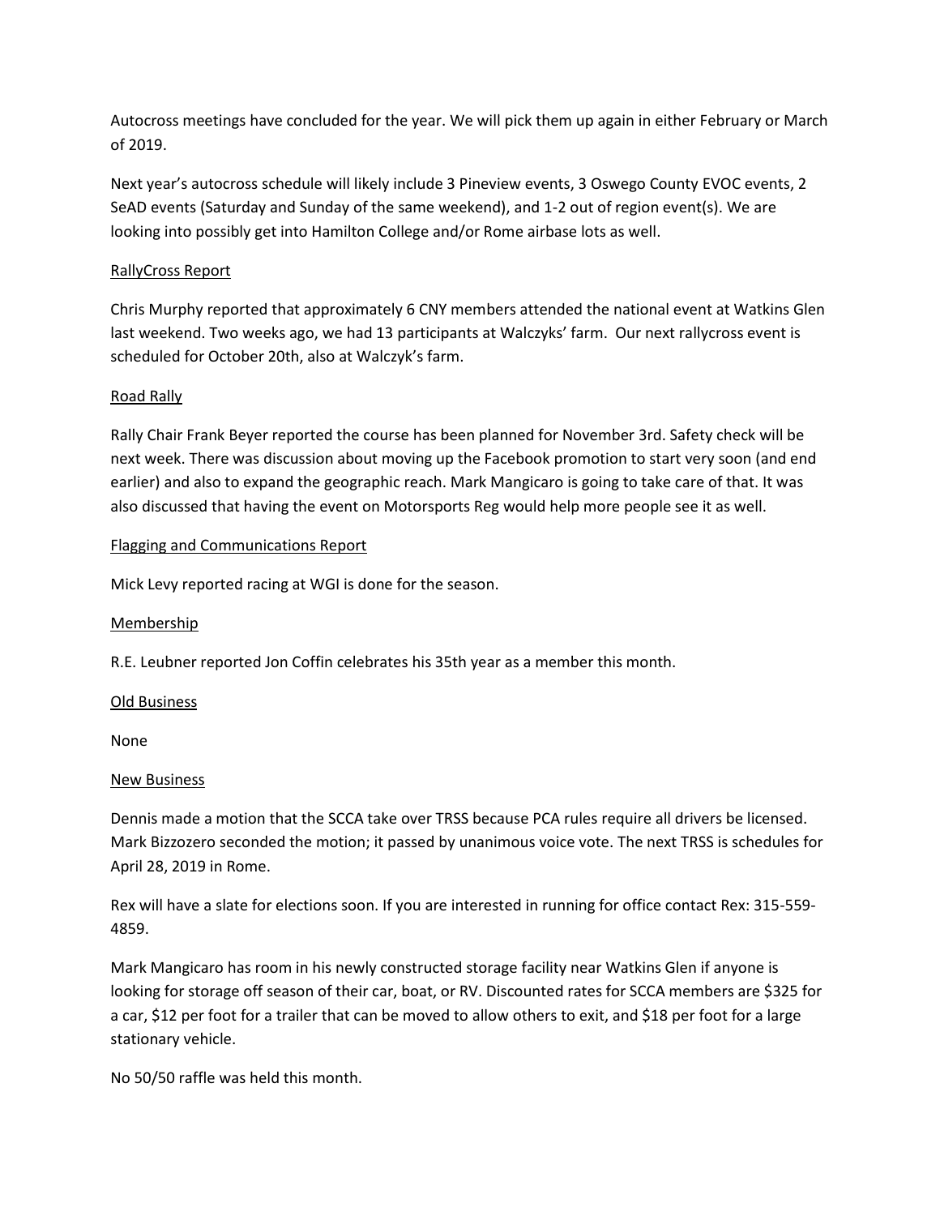Autocross meetings have concluded for the year. We will pick them up again in either February or March of 2019.

Next year's autocross schedule will likely include 3 Pineview events, 3 Oswego County EVOC events, 2 SeAD events (Saturday and Sunday of the same weekend), and 1-2 out of region event(s). We are looking into possibly get into Hamilton College and/or Rome airbase lots as well.

## RallyCross Report

Chris Murphy reported that approximately 6 CNY members attended the national event at Watkins Glen last weekend. Two weeks ago, we had 13 participants at Walczyks' farm.  Our next rallycross event is scheduled for October 20th, also at Walczyk's farm.

## Road Rally

Rally Chair Frank Beyer reported the course has been planned for November 3rd. Safety check will be next week. There was discussion about moving up the Facebook promotion to start very soon (and end earlier) and also to expand the geographic reach. Mark Mangicaro is going to take care of that. It was also discussed that having the event on Motorsports Reg would help more people see it as well.

## Flagging and Communications Report

Mick Levy reported racing at WGI is done for the season.

## Membership

R.E. Leubner reported Jon Coffin celebrates his 35th year as a member this month.

## Old Business

None

## New Business

Dennis made a motion that the SCCA take over TRSS because PCA rules require all drivers be licensed. Mark Bizzozero seconded the motion; it passed by unanimous voice vote. The next TRSS is schedules for April 28, 2019 in Rome.

Rex will have a slate for elections soon. If you are interested in running for office contact Rex: 315-559-4859.

Mark Mangicaro has room in his newly constructed storage facility near Watkins Glen if anyone is looking for storage off season of their car, boat, or RV. Discounted rates for SCCA members are $325 for a car, $12 per foot for a trailer that can be moved to allow others to exit, and $18 per foot for a large stationary vehicle.

No 50/50 raffle was held this month.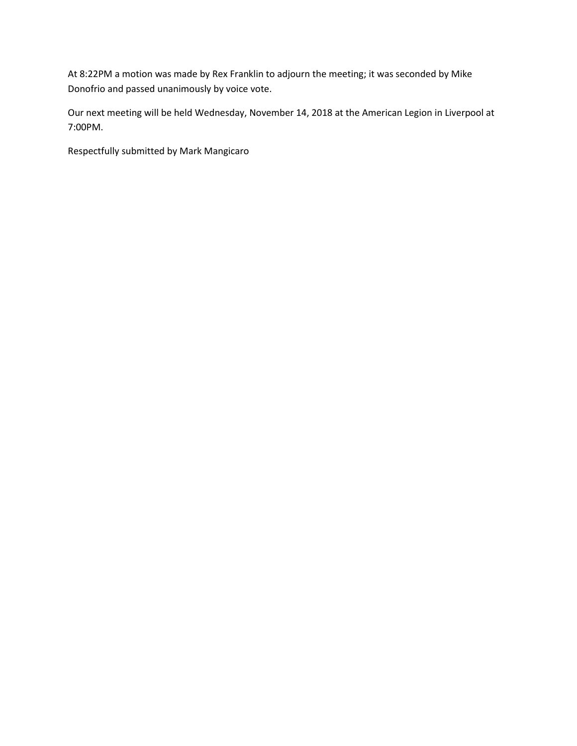At 8:22PM a motion was made by Rex Franklin to adjourn the meeting; it was seconded by Mike Donofrio and passed unanimously by voice vote.

Our next meeting will be held Wednesday, November 14, 2018 at the American Legion in Liverpool at 7:00PM.

Respectfully submitted by Mark Mangicaro